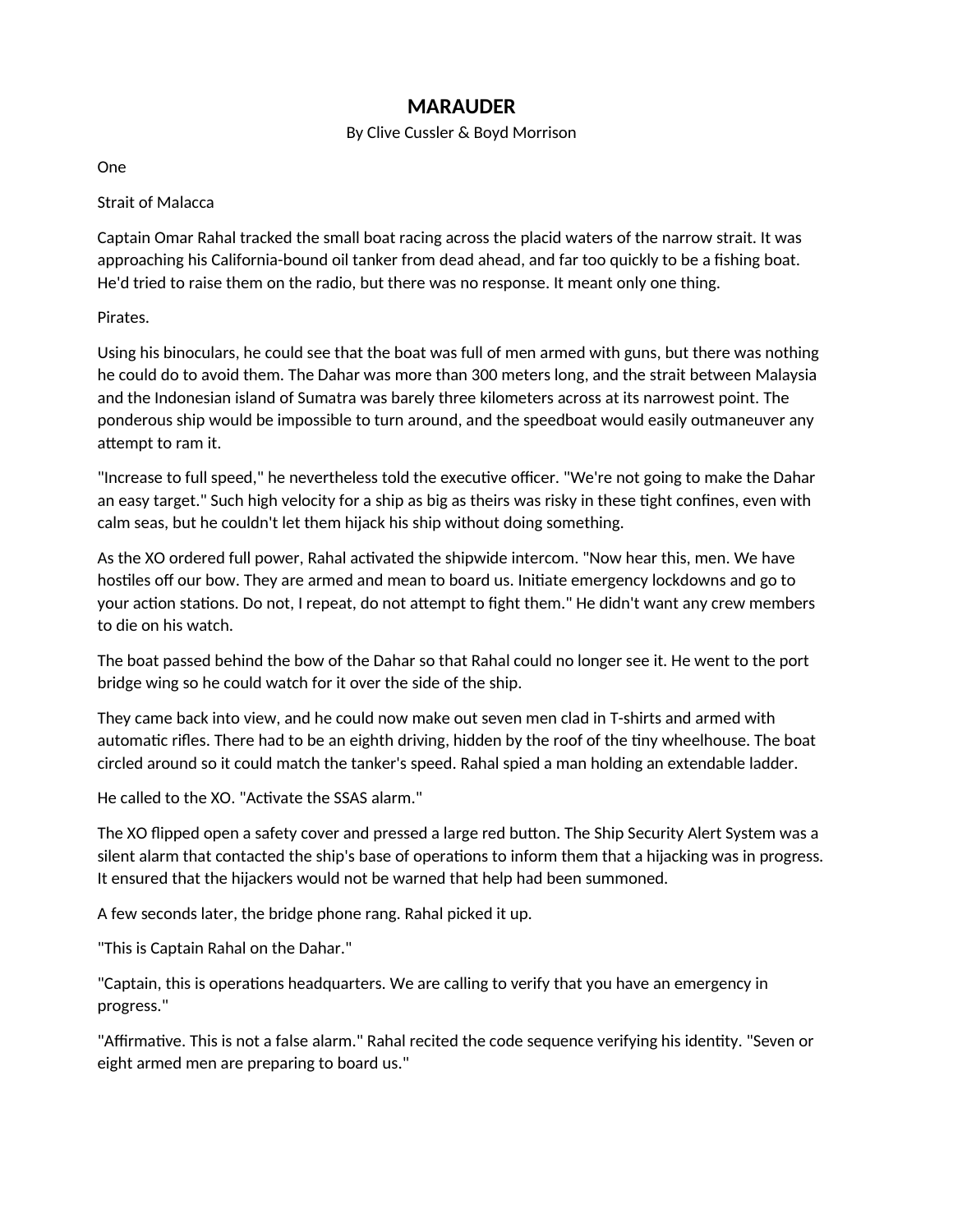# MARAUDER

By Clive Cussler & Boyd Morrison

## One

Strait of Malacca

Captain Omar Rahal tracked the small boat racing across the placid waters of the narrow strait. It was approaching his California-bound oil tanker from dead ahead, and far too quickly to be a fishing boat. He'd tried to raise them on the radio, but there was no response. It meant only one thing.

Pirates.

Using his binoculars, he could see that the boat was full of men armed with guns, but there was nothing he could do to avoid them. The Dahar was more than 300 meters long, and the strait between Malaysia and the Indonesian island of Sumatra was barely three kilometers across at its narrowest point. The ponderous ship would be impossible to turn around, and the speedboat would easily outmaneuver any attempt to ram it.

"Increase to full speed," he nevertheless told the executive officer. "We're not going to make the Dahar an easy target." Such high velocity for a ship as big as theirs was risky in these tight confines, even with calm seas, but he couldn't let them hijack his ship without doing something.

As the XO ordered full power, Rahal activated the shipwide intercom. "Now hear this, men. We have hostiles off our bow. They are armed and mean to board us. Initiate emergency lockdowns and go to your action stations. Do not, I repeat, do not attempt to fight them." He didn't want any crew members to die on his watch.

The boat passed behind the bow of the Dahar so that Rahal could no longer see it. He went to the port bridge wing so he could watch for it over the side of the ship.

They came back into view, and he could now make out seven men clad in T-shirts and armed with automatic rifles. There had to be an eighth driving, hidden by the roof of the tiny wheelhouse. The boat circled around so it could match the tanker's speed. Rahal spied a man holding an extendable ladder.

He called to the XO. "Activate the SSAS alarm."

The XO flipped open a safety cover and pressed a large red button. The Ship Security Alert System was a silent alarm that contacted the ship's base of operations to inform them that a hijacking was in progress. It ensured that the hijackers would not be warned that help had been summoned.

A few seconds later, the bridge phone rang. Rahal picked it up.

"This is Captain Rahal on the Dahar."

"Captain, this is operations headquarters. We are calling to verify that you have an emergency in progress."

"Affirmative. This is not a false alarm." Rahal recited the code sequence verifying his identity. "Seven or eight armed men are preparing to board us."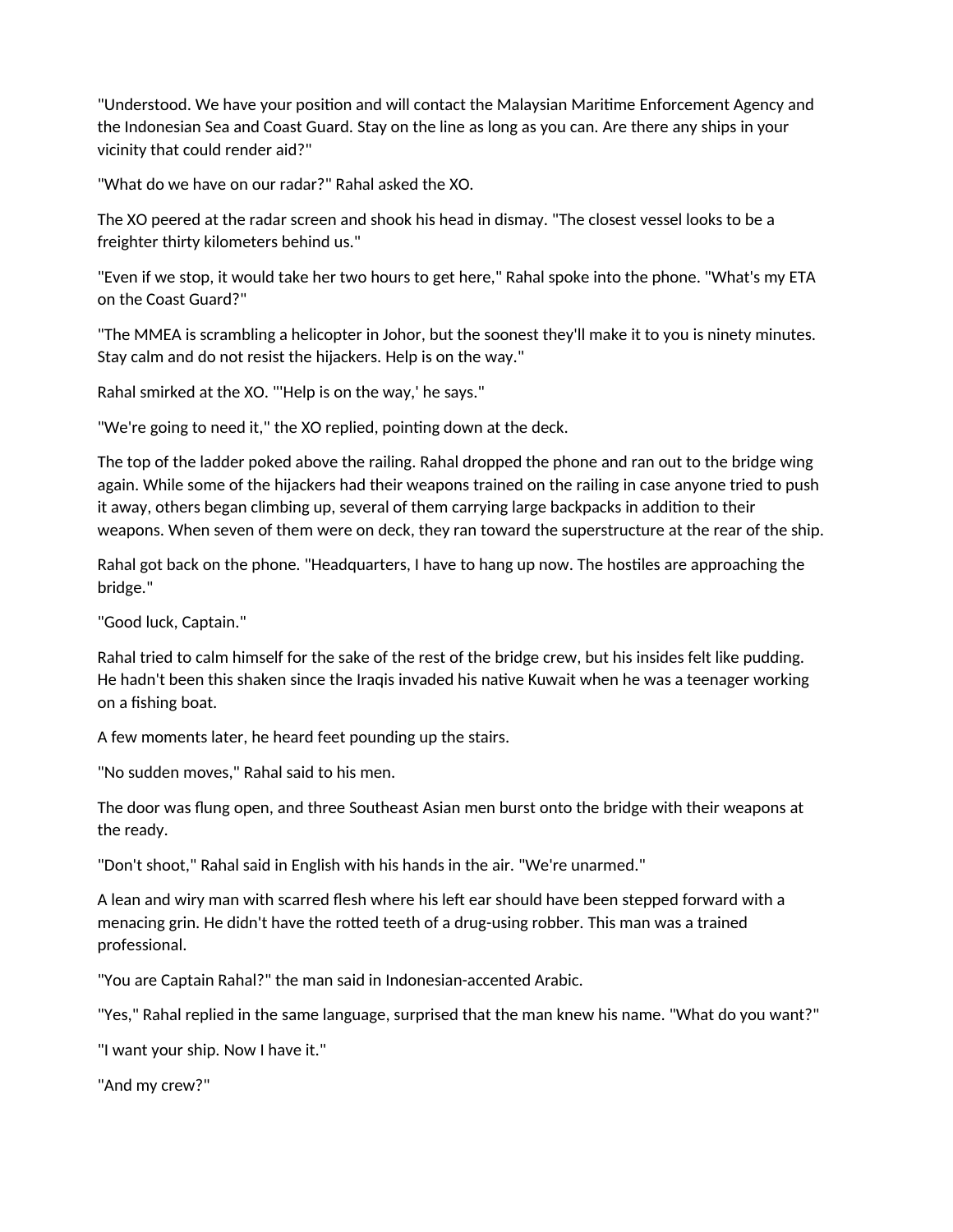"Understood. We have your position and will contact the Malaysian Maritime Enforcement Agency and the Indonesian Sea and Coast Guard. Stay on the line as long as you can. Are there any ships in your vicinity that could render aid?"

"What do we have on our radar?" Rahal asked the XO.

The XO peered at the radar screen and shook his head in dismay. "The closest vessel looks to be a freighter thirty kilometers behind us."

"Even if we stop, it would take her two hours to get here," Rahal spoke into the phone. "What's my ETA on the Coast Guard?"

"The MMEA is scrambling a helicopter in Johor, but the soonest they'll make it to you is ninety minutes. Stay calm and do not resist the hijackers. Help is on the way."

Rahal smirked at the XO. "'Help is on the way,' he says."

"We're going to need it," the XO replied, pointing down at the deck.

The top of the ladder poked above the railing. Rahal dropped the phone and ran out to the bridge wing again. While some of the hijackers had their weapons trained on the railing in case anyone tried to push it away, others began climbing up, several of them carrying large backpacks in addition to their weapons. When seven of them were on deck, they ran toward the superstructure at the rear of the ship.

Rahal got back on the phone. "Headquarters, I have to hang up now. The hostiles are approaching the bridge."

"Good luck, Captain."

Rahal tried to calm himself for the sake of the rest of the bridge crew, but his insides felt like pudding. He hadn't been this shaken since the Iraqis invaded his native Kuwait when he was a teenager working on a fishing boat.

A few moments later, he heard feet pounding up the stairs.

"No sudden moves," Rahal said to his men.

The door was flung open, and three Southeast Asian men burst onto the bridge with their weapons at the ready.

"Don't shoot," Rahal said in English with his hands in the air. "We're unarmed."

A lean and wiry man with scarred flesh where his left ear should have been stepped forward with a menacing grin. He didn't have the rotted teeth of a drug-using robber. This man was a trained professional.

"You are Captain Rahal?" the man said in Indonesian-accented Arabic.

"Yes," Rahal replied in the same language, surprised that the man knew his name. "What do you want?"

"I want your ship. Now I have it."

"And my crew?"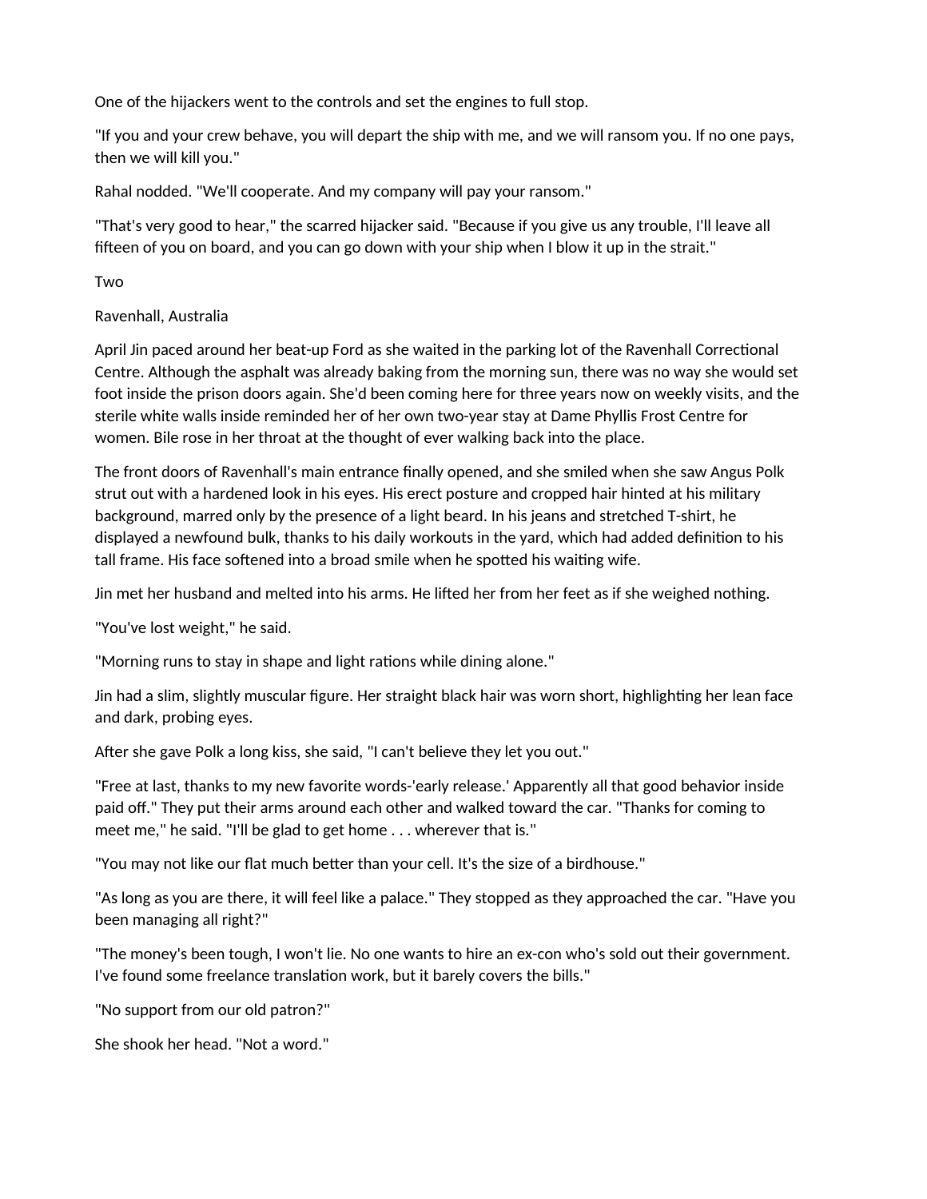One of the hijackers went to the controls and set the engines to full stop.

"If you and your crew behave, you will depart the ship with me, and we will ransom you. If no one pays, then we will kill you."

Rahal nodded. "We'll cooperate. And my company will pay your ransom."

"That's very good to hear," the scarred hijacker said. "Because if you give us any trouble, I'll leave all fifteen of you on board, and you can go down with your ship when I blow it up in the strait."

## Two

Ravenhall, Australia

April Jin paced around her beat-up Ford as she waited in the parking lot of the Ravenhall Correctional Centre. Although the asphalt was already baking from the morning sun, there was no way she would set foot inside the prison doors again. She'd been coming here for three years now on weekly visits, and the sterile white walls inside reminded her of her own two-year stay at Dame Phyllis Frost Centre for women. Bile rose in her throat at the thought of ever walking back into the place.

The front doors of Ravenhall's main entrance finally opened, and she smiled when she saw Angus Polk strut out with a hardened look in his eyes. His erect posture and cropped hair hinted at his military background, marred only by the presence of a light beard. In his jeans and stretched T-shirt, he displayed a newfound bulk, thanks to his daily workouts in the yard, which had added definition to his tall frame. His face softened into a broad smile when he spotted his waiting wife.

Jin met her husband and melted into his arms. He lifted her from her feet as if she weighed nothing.

"You've lost weight," he said.

"Morning runs to stay in shape and light rations while dining alone."

Jin had a slim, slightly muscular figure. Her straight black hair was worn short, highlighting her lean face and dark, probing eyes.

After she gave Polk a long kiss, she said, "I can't believe they let you out."

"Free at last, thanks to my new favorite words-'early release.' Apparently all that good behavior inside paid off." They put their arms around each other and walked toward the car. "Thanks for coming to meet me," he said. "I'll be glad to get home . . . wherever that is."

"You may not like our flat much better than your cell. It's the size of a birdhouse."

"As long as you are there, it will feel like a palace." They stopped as they approached the car. "Have you been managing all right?"

"The money's been tough, I won't lie. No one wants to hire an ex-con who's sold out their government. I've found some freelance translation work, but it barely covers the bills."

"No support from our old patron?"

She shook her head. "Not a word."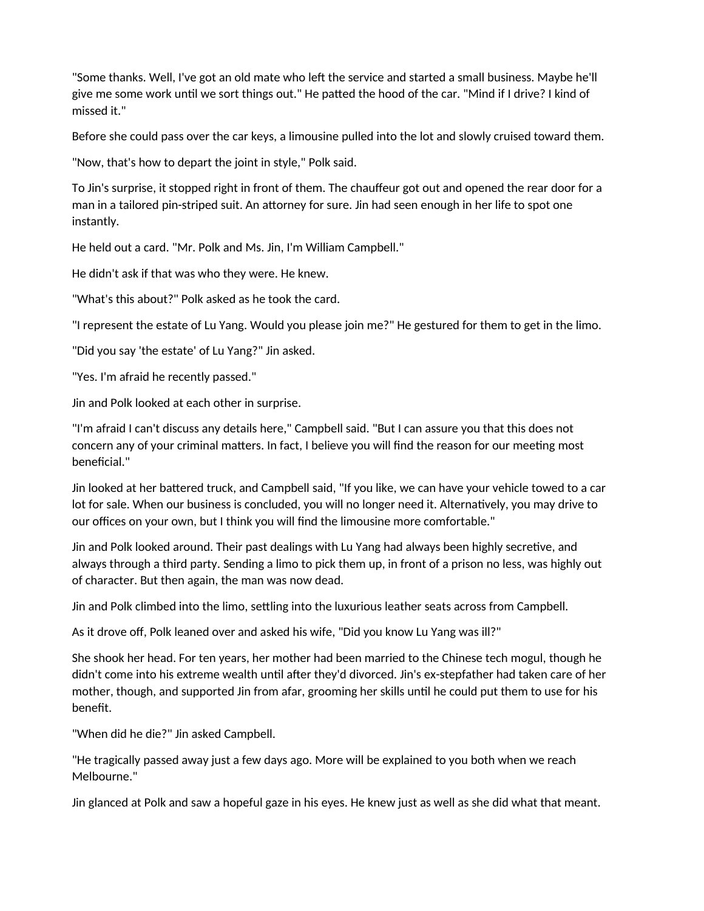"Some thanks. Well, I've got an old mate who left the service and started a small business. Maybe he'll give me some work until we sort things out." He patted the hood of the car. "Mind if I drive? I kind of missed it."

Before she could pass over the car keys, a limousine pulled into the lot and slowly cruised toward them.

"Now, that's how to depart the joint in style," Polk said.

To Jin's surprise, it stopped right in front of them. The chauffeur got out and opened the rear door for a man in a tailored pin-striped suit. An attorney for sure. Jin had seen enough in her life to spot one instantly.

He held out a card. "Mr. Polk and Ms. Jin, I'm William Campbell."

He didn't ask if that was who they were. He knew.

"What's this about?" Polk asked as he took the card.

"I represent the estate of Lu Yang. Would you please join me?" He gestured for them to get in the limo.

"Did you say 'the estate' of Lu Yang?" Jin asked.

"Yes. I'm afraid he recently passed."

Jin and Polk looked at each other in surprise.

"I'm afraid I can't discuss any details here," Campbell said. "But I can assure you that this does not concern any of your criminal matters. In fact, I believe you will find the reason for our meeting most beneficial."

Jin looked at her battered truck, and Campbell said, "If you like, we can have your vehicle towed to a car lot for sale. When our business is concluded, you will no longer need it. Alternatively, you may drive to our offices on your own, but I think you will find the limousine more comfortable."

Jin and Polk looked around. Their past dealings with Lu Yang had always been highly secretive, and always through a third party. Sending a limo to pick them up, in front of a prison no less, was highly out of character. But then again, the man was now dead.

Jin and Polk climbed into the limo, settling into the luxurious leather seats across from Campbell.

As it drove off, Polk leaned over and asked his wife, "Did you know Lu Yang was ill?"

She shook her head. For ten years, her mother had been married to the Chinese tech mogul, though he didn't come into his extreme wealth until after they'd divorced. Jin's ex-stepfather had taken care of her mother, though, and supported Jin from afar, grooming her skills until he could put them to use for his benefit.

"When did he die?" Jin asked Campbell.

"He tragically passed away just a few days ago. More will be explained to you both when we reach Melbourne."

Jin glanced at Polk and saw a hopeful gaze in his eyes. He knew just as well as she did what that meant.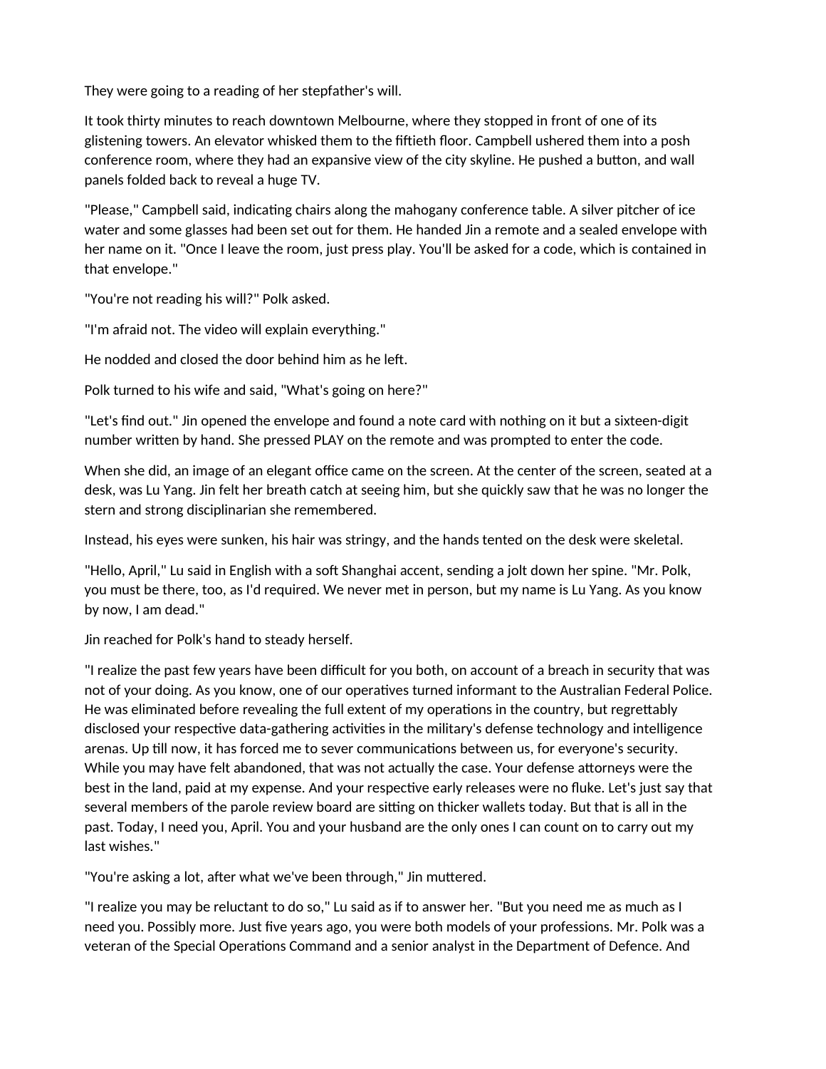They were going to a reading of her stepfather's will.

It took thirty minutes to reach downtown Melbourne, where they stopped in front of one of its glistening towers. An elevator whisked them to the fiftieth floor. Campbell ushered them into a posh conference room, where they had an expansive view of the city skyline. He pushed a button, and wall panels folded back to reveal a huge TV.

"Please," Campbell said, indicating chairs along the mahogany conference table. A silver pitcher of ice water and some glasses had been set out for them. He handed Jin a remote and a sealed envelope with her name on it. "Once I leave the room, just press play. You'll be asked for a code, which is contained in that envelope."

"You're not reading his will?" Polk asked.

"I'm afraid not. The video will explain everything."

He nodded and closed the door behind him as he left.

Polk turned to his wife and said, "What's going on here?"

"Let's find out." Jin opened the envelope and found a note card with nothing on it but a sixteen-digit number written by hand. She pressed PLAY on the remote and was prompted to enter the code.

When she did, an image of an elegant office came on the screen. At the center of the screen, seated at a desk, was Lu Yang. Jin felt her breath catch at seeing him, but she quickly saw that he was no longer the stern and strong disciplinarian she remembered.

Instead, his eyes were sunken, his hair was stringy, and the hands tented on the desk were skeletal.

"Hello, April," Lu said in English with a soft Shanghai accent, sending a jolt down her spine. "Mr. Polk, you must be there, too, as I'd required. We never met in person, but my name is Lu Yang. As you know by now, I am dead."

Jin reached for Polk's hand to steady herself.

"I realize the past few years have been difficult for you both, on account of a breach in security that was not of your doing. As you know, one of our operatives turned informant to the Australian Federal Police. He was eliminated before revealing the full extent of my operations in the country, but regrettably disclosed your respective data-gathering activities in the military's defense technology and intelligence arenas. Up till now, it has forced me to sever communications between us, for everyone's security. While you may have felt abandoned, that was not actually the case. Your defense attorneys were the best in the land, paid at my expense. And your respective early releases were no fluke. Let's just say that several members of the parole review board are sitting on thicker wallets today. But that is all in the past. Today, I need you, April. You and your husband are the only ones I can count on to carry out my last wishes."

"You're asking a lot, after what we've been through," Jin muttered.

"I realize you may be reluctant to do so," Lu said as if to answer her. "But you need me as much as I need you. Possibly more. Just five years ago, you were both models of your professions. Mr. Polk was a veteran of the Special Operations Command and a senior analyst in the Department of Defence. And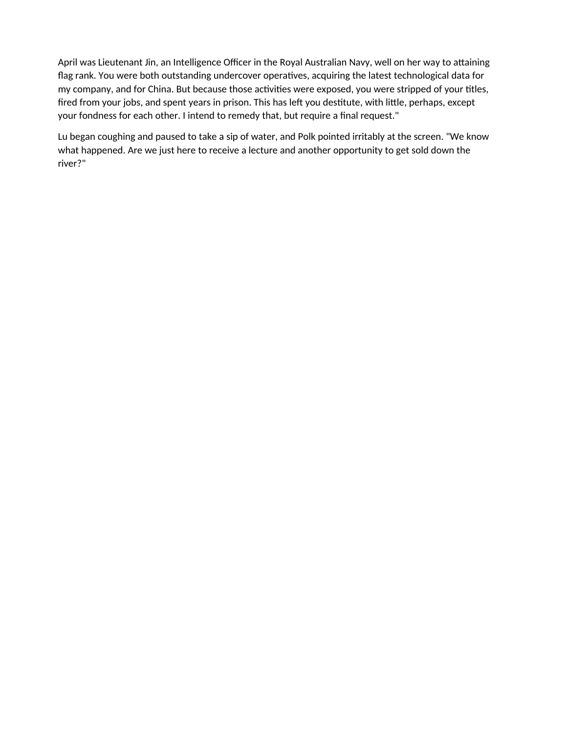April was Lieutenant Jin, an Intelligence Officer in the Royal Australian Navy, well on her way to attaining flag rank. You were both outstanding undercover operatives, acquiring the latest technological data for my company, and for China. But because those activities were exposed, you were stripped of your titles, fired from your jobs, and spent years in prison. This has left you destitute, with little, perhaps, except your fondness for each other. I intend to remedy that, but require a final request."

Lu began coughing and paused to take a sip of water, and Polk pointed irritably at the screen. "We know what happened. Are we just here to receive a lecture and another opportunity to get sold down the river?"